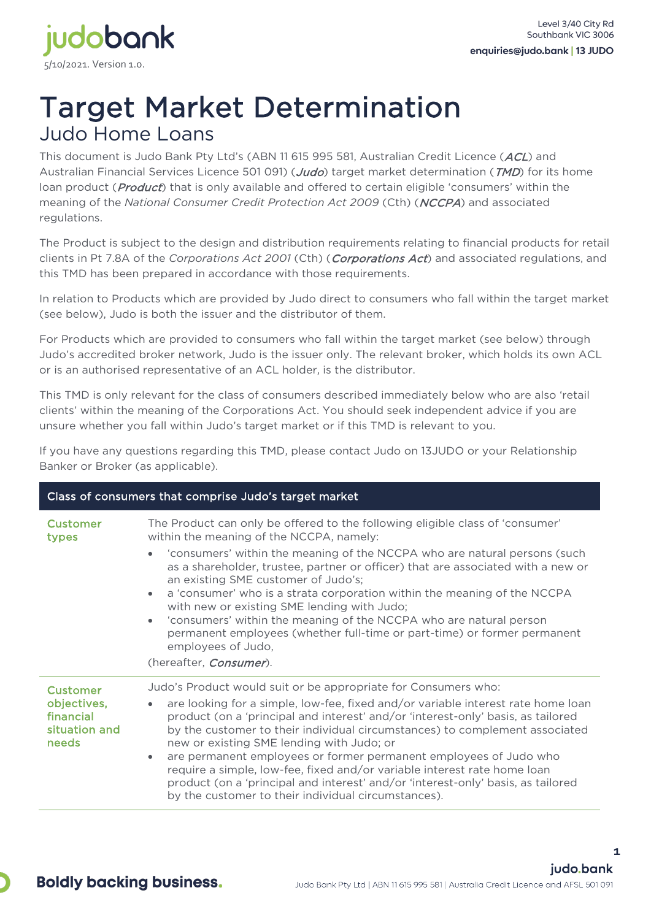5/10/2021. Version 1.0.

Level 3/40 City Rd
Southbank VIC 3006
**enquiries@judo.bank | 13 JUDO**

# Target Market Determination

## Judo Home Loans

This document is Judo Bank Pty Ltd's (ABN 11 615 995 581, Australian Credit Licence (***ACL***) and Australian Financial Services Licence 501 091) (***Judo***) target market determination (***TMD***) for its home loan product (***Product***) that is only available and offered to certain eligible 'consumers' within the meaning of the *National Consumer Credit Protection Act 2009* (Cth) (***NCCPA***) and associated regulations.

The Product is subject to the design and distribution requirements relating to financial products for retail clients in Pt 7.8A of the *Corporations Act 2001* (Cth) (***Corporations Act***) and associated regulations, and this TMD has been prepared in accordance with those requirements.

In relation to Products which are provided by Judo direct to consumers who fall within the target market (see below), Judo is both the issuer and the distributor of them.

For Products which are provided to consumers who fall within the target market (see below) through Judo's accredited broker network, Judo is the issuer only. The relevant broker, which holds its own ACL or is an authorised representative of an ACL holder, is the distributor.

This TMD is only relevant for the class of consumers described immediately below who are also 'retail clients' within the meaning of the Corporations Act. You should seek independent advice if you are unsure whether you fall within Judo's target market or if this TMD is relevant to you.

If you have any questions regarding this TMD, please contact Judo on 13JUDO or your Relationship Banker or Broker (as applicable).

| Class of consumers that comprise Judo's target market | |
|---|---|
| **Customer types** | The Product can only be offered to the following eligible class of 'consumer' within the meaning of the NCCPA, namely:<br>• 'consumers' within the meaning of the NCCPA who are natural persons (such as a shareholder, trustee, partner or officer) that are associated with a new or an existing SME customer of Judo's;<br>• a 'consumer' who is a strata corporation within the meaning of the NCCPA with new or existing SME lending with Judo;<br>• 'consumers' within the meaning of the NCCPA who are natural person permanent employees (whether full-time or part-time) or former permanent employees of Judo,<br>(hereafter, ***Consumer***). |
| **Customer objectives, financial situation and needs** | Judo's Product would suit or be appropriate for Consumers who:<br>• are looking for a simple, low-fee, fixed and/or variable interest rate home loan product (on a 'principal and interest' and/or 'interest-only' basis, as tailored by the customer to their individual circumstances) to complement associated new or existing SME lending with Judo; or<br>• are permanent employees or former permanent employees of Judo who require a simple, low-fee, fixed and/or variable interest rate home loan product (on a 'principal and interest' and/or 'interest-only' basis, as tailored by the customer to their individual circumstances). |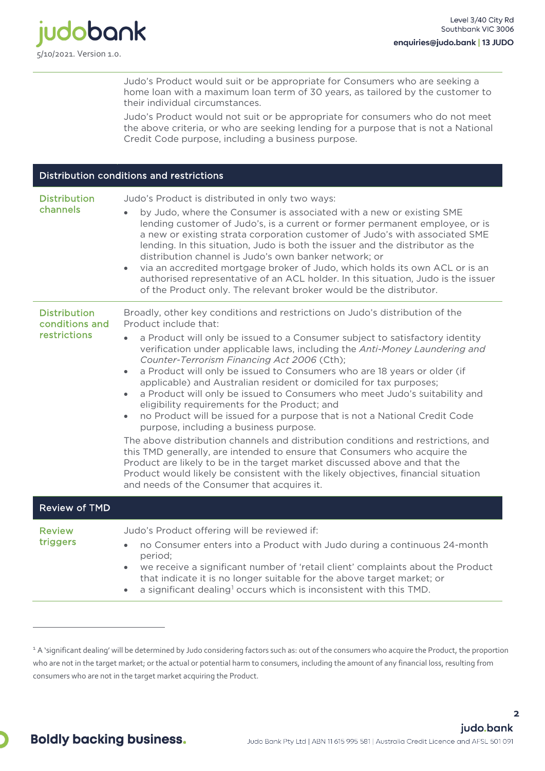Judo's Product would suit or be appropriate for Consumers who are seeking a home loan with a maximum loan term of 30 years, as tailored by the customer to their individual circumstances.

Judo's Product would not suit or be appropriate for consumers who do not meet the above criteria, or who are seeking lending for a purpose that is not a National Credit Code purpose, including a business purpose.

## Distribution conditions and restrictions

**Distribution channels**

Judo's Product is distributed in only two ways:

- by Judo, where the Consumer is associated with a new or existing SME lending customer of Judo's, is a current or former permanent employee, or is a new or existing strata corporation customer of Judo's with associated SME lending. In this situation, Judo is both the issuer and the distributor as the distribution channel is Judo's own banker network; or
- via an accredited mortgage broker of Judo, which holds its own ACL or is an authorised representative of an ACL holder. In this situation, Judo is the issuer of the Product only. The relevant broker would be the distributor.

**Distribution conditions and restrictions**

Broadly, other key conditions and restrictions on Judo's distribution of the Product include that:

- a Product will only be issued to a Consumer subject to satisfactory identity verification under applicable laws, including the *Anti-Money Laundering and Counter-Terrorism Financing Act 2006* (Cth);
- a Product will only be issued to Consumers who are 18 years or older (if applicable) and Australian resident or domiciled for tax purposes;
- a Product will only be issued to Consumers who meet Judo's suitability and eligibility requirements for the Product; and
- no Product will be issued for a purpose that is not a National Credit Code purpose, including a business purpose.

The above distribution channels and distribution conditions and restrictions, and this TMD generally, are intended to ensure that Consumers who acquire the Product are likely to be in the target market discussed above and that the Product would likely be consistent with the likely objectives, financial situation and needs of the Consumer that acquires it.

## Review of TMD

**Review triggers**

Judo's Product offering will be reviewed if:

- no Consumer enters into a Product with Judo during a continuous 24-month period;
- we receive a significant number of 'retail client' complaints about the Product that indicate it is no longer suitable for the above target market; or
- a significant dealing[1] occurs which is inconsistent with this TMD.

[1] A 'significant dealing' will be determined by Judo considering factors such as: out of the consumers who acquire the Product, the proportion who are not in the target market; or the actual or potential harm to consumers, including the amount of any financial loss, resulting from consumers who are not in the target market acquiring the Product.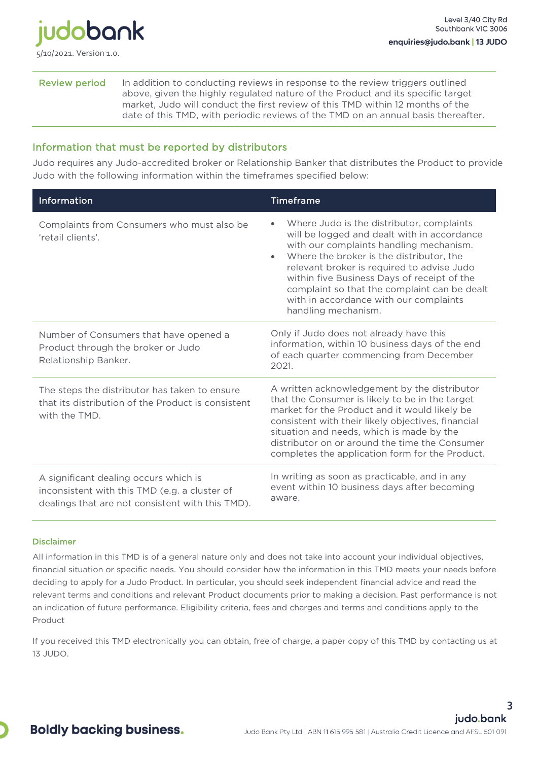| | |
|---|---|
| Review period | In addition to conducting reviews in response to the review triggers outlined above, given the highly regulated nature of the Product and its specific target market, Judo will conduct the first review of this TMD within 12 months of the date of this TMD, with periodic reviews of the TMD on an annual basis thereafter. |

## Information that must be reported by distributors

Judo requires any Judo-accredited broker or Relationship Banker that distributes the Product to provide Judo with the following information within the timeframes specified below:

| Information | Timeframe |
|---|---|
| Complaints from Consumers who must also be 'retail clients'. | • Where Judo is the distributor, complaints will be logged and dealt with in accordance with our complaints handling mechanism.<br>• Where the broker is the distributor, the relevant broker is required to advise Judo within five Business Days of receipt of the complaint so that the complaint can be dealt with in accordance with our complaints handling mechanism. |
| Number of Consumers that have opened a Product through the broker or Judo Relationship Banker. | Only if Judo does not already have this information, within 10 business days of the end of each quarter commencing from December 2021. |
| The steps the distributor has taken to ensure that its distribution of the Product is consistent with the TMD. | A written acknowledgement by the distributor that the Consumer is likely to be in the target market for the Product and it would likely be consistent with their likely objectives, financial situation and needs, which is made by the distributor on or around the time the Consumer completes the application form for the Product. |
| A significant dealing occurs which is inconsistent with this TMD (e.g. a cluster of dealings that are not consistent with this TMD). | In writing as soon as practicable, and in any event within 10 business days after becoming aware. |

### Disclaimer

All information in this TMD is of a general nature only and does not take into account your individual objectives, financial situation or specific needs. You should consider how the information in this TMD meets your needs before deciding to apply for a Judo Product. In particular, you should seek independent financial advice and read the relevant terms and conditions and relevant Product documents prior to making a decision. Past performance is not an indication of future performance. Eligibility criteria, fees and charges and terms and conditions apply to the Product

If you received this TMD electronically you can obtain, free of charge, a paper copy of this TMD by contacting us at 13 JUDO.